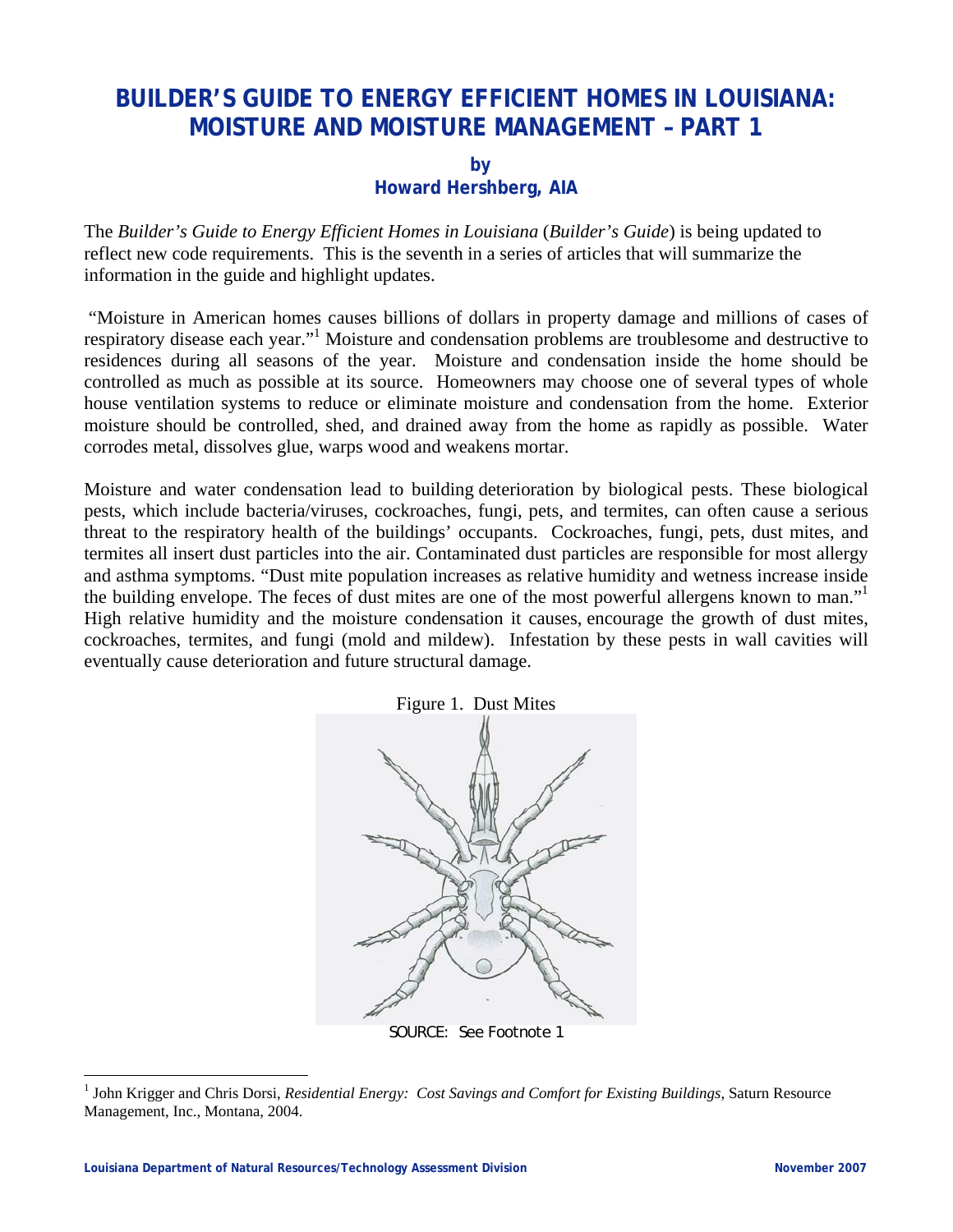# BUILDER'S GUIDE TO ENERGY EFFICIENT HOMES IN LOUISIANA: MOISTURE AND MOISTURE MANAGEMENT – PART 1

**by**
**Howard Hershberg, AIA**

The *Builder's Guide to Energy Efficient Homes in Louisiana* (*Builder's Guide*) is being updated to reflect new code requirements. This is the seventh in a series of articles that will summarize the information in the guide and highlight updates.

"Moisture in American homes causes billions of dollars in property damage and millions of cases of respiratory disease each year."[1] Moisture and condensation problems are troublesome and destructive to residences during all seasons of the year. Moisture and condensation inside the home should be controlled as much as possible at its source. Homeowners may choose one of several types of whole house ventilation systems to reduce or eliminate moisture and condensation from the home. Exterior moisture should be controlled, shed, and drained away from the home as rapidly as possible. Water corrodes metal, dissolves glue, warps wood and weakens mortar.

Moisture and water condensation lead to building deterioration by biological pests. These biological pests, which include bacteria/viruses, cockroaches, fungi, pets, and termites, can often cause a serious threat to the respiratory health of the buildings' occupants. Cockroaches, fungi, pets, dust mites, and termites all insert dust particles into the air. Contaminated dust particles are responsible for most allergy and asthma symptoms. "Dust mite population increases as relative humidity and wetness increase inside the building envelope. The feces of dust mites are one of the most powerful allergens known to man."[1] High relative humidity and the moisture condensation it causes, encourage the growth of dust mites, cockroaches, termites, and fungi (mold and mildew). Infestation by these pests in wall cavities will eventually cause deterioration and future structural damage.

Figure 1. Dust Mites

SOURCE: See Footnote 1

---

[1] John Krigger and Chris Dorsi, *Residential Energy: Cost Savings and Comfort for Existing Buildings*, Saturn Resource Management, Inc., Montana, 2004.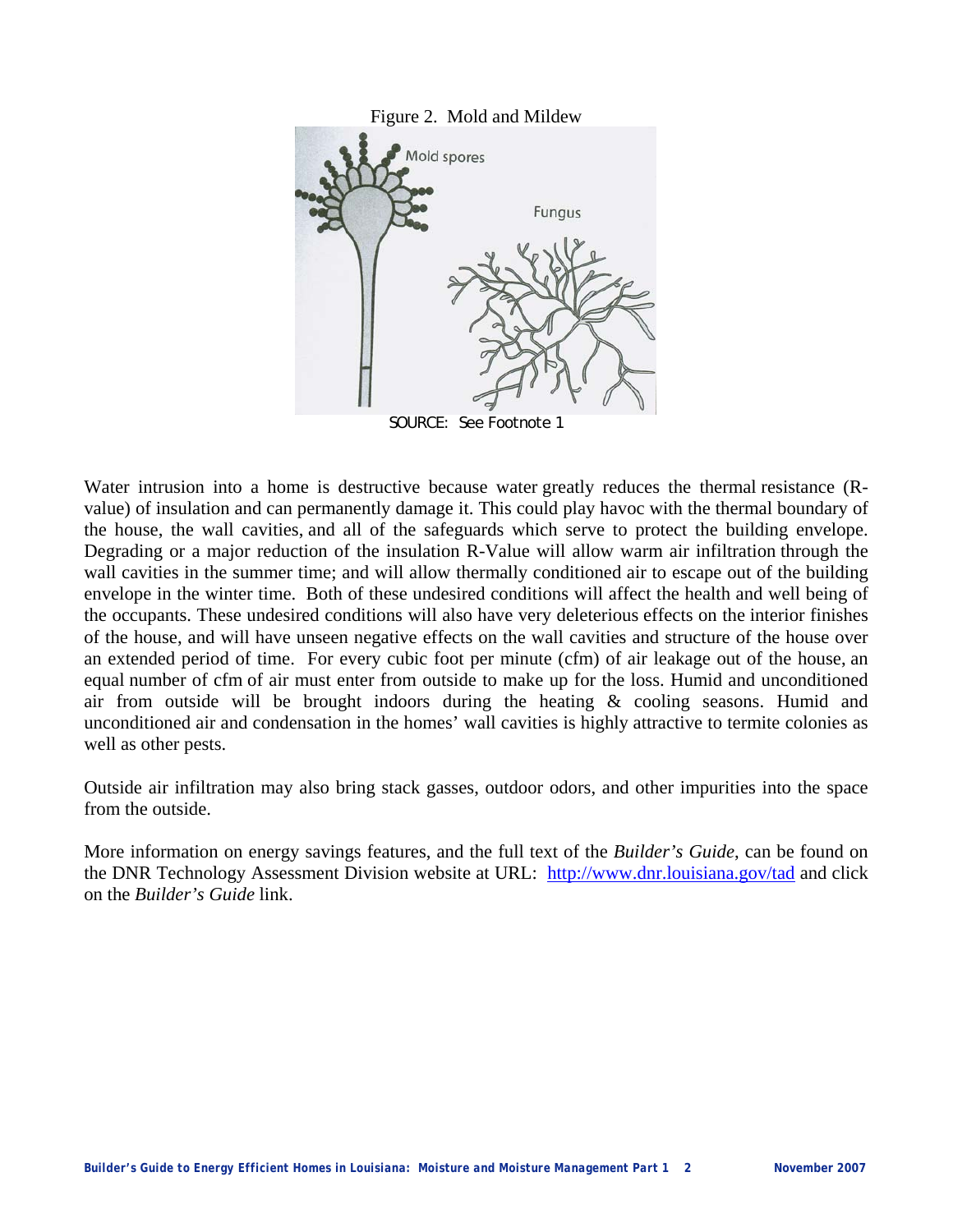Figure 2. Mold and Mildew

Mold spores

Fungus

SOURCE: See Footnote 1

Water intrusion into a home is destructive because water greatly reduces the thermal resistance (R-value) of insulation and can permanently damage it. This could play havoc with the thermal boundary of the house, the wall cavities, and all of the safeguards which serve to protect the building envelope. Degrading or a major reduction of the insulation R-Value will allow warm air infiltration through the wall cavities in the summer time; and will allow thermally conditioned air to escape out of the building envelope in the winter time. Both of these undesired conditions will affect the health and well being of the occupants. These undesired conditions will also have very deleterious effects on the interior finishes of the house, and will have unseen negative effects on the wall cavities and structure of the house over an extended period of time. For every cubic foot per minute (cfm) of air leakage out of the house, an equal number of cfm of air must enter from outside to make up for the loss. Humid and unconditioned air from outside will be brought indoors during the heating & cooling seasons. Humid and unconditioned air and condensation in the homes' wall cavities is highly attractive to termite colonies as well as other pests.

Outside air infiltration may also bring stack gasses, outdoor odors, and other impurities into the space from the outside.

More information on energy savings features, and the full text of the *Builder's Guide*, can be found on the DNR Technology Assessment Division website at URL: http://www.dnr.louisiana.gov/tad and click on the *Builder's Guide* link.